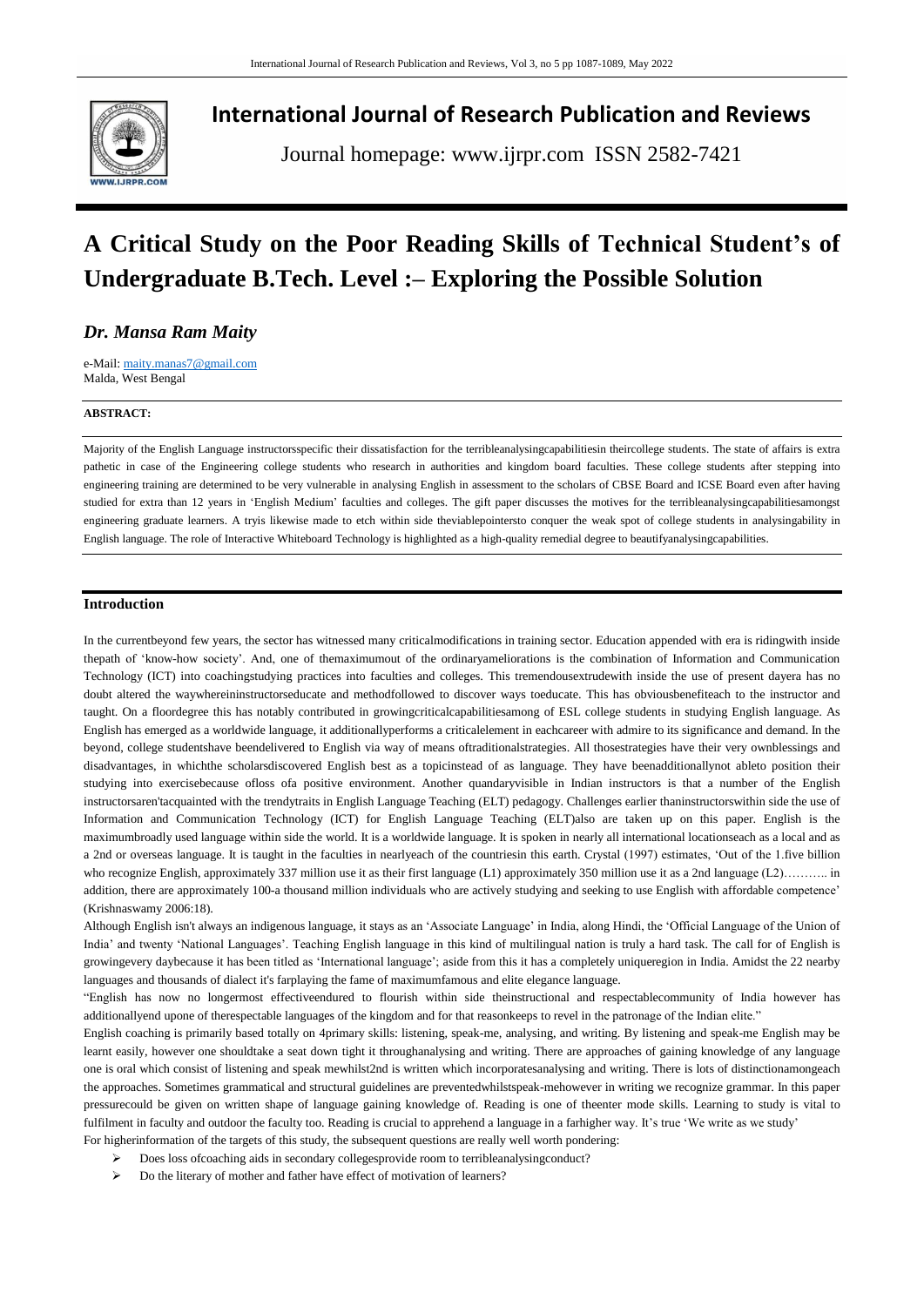# International Journal of Research Publication and Reviews

Journal homepage: www.ijrpr.com ISSN 2582-7421

# A Critical Study on the Poor Reading Skills of Technical Student's of Undergraduate B.Tech. Level :– Exploring the Possible Solution

## *Dr. Mansa Ram Maity*

e-Mail: maity.manas7@gmail.com
Malda, West Bengal

**ABSTRACT:**

Majority of the English Language instructorsspecific their dissatisfaction for the terribleanalysingcapabilitiesin theircollege students. The state of affairs is extra pathetic in case of the Engineering college students who research in authorities and kingdom board faculties. These college students after stepping into engineering training are determined to be very vulnerable in analysing English in assessment to the scholars of CBSE Board and ICSE Board even after having studied for extra than 12 years in 'English Medium' faculties and colleges. The gift paper discusses the motives for the terribleanalysingcapabilitiesamongst engineering graduate learners. A tryis likewise made to etch within side theviablepointersto conquer the weak spot of college students in analysingability in English language. The role of Interactive Whiteboard Technology is highlighted as a high-quality remedial degree to beautifyanalysingcapabilities.

## Introduction

In the currentbeyond few years, the sector has witnessed many criticalmodifications in training sector. Education appended with era is ridingwith inside thepath of 'know-how society'. And, one of themaximumout of the ordinaryameliorations is the combination of Information and Communication Technology (ICT) into coachingstudying practices into faculties and colleges. This tremendousextrudewith inside the use of present dayera has no doubt altered the waywhereininstructorseducate and methodfollowed to discover ways toeducate. This has obviousbenefiteach to the instructor and taught. On a floordegree this has notably contributed in growingcriticalcapabilitiesamong of ESL college students in studying English language. As English has emerged as a worldwide language, it additionallyperforms a criticalelement in eachcareer with admire to its significance and demand. In the beyond, college studentshave beendelivered to English via way of means oftraditionalstrategies. All thosestrategies have their very ownblessings and disadvantages, in whichthe scholarsdiscovered English best as a topicinstead of as language. They have beenadditionallynot ableto position their studying into exercisebecause ofloss ofa positive environment. Another quandaryvisible in Indian instructors is that a number of the English instructorsaren'tacquainted with the trendytraits in English Language Teaching (ELT) pedagogy. Challenges earlier thaninstructorswithin side the use of Information and Communication Technology (ICT) for English Language Teaching (ELT)also are taken up on this paper. English is the maximumbroadly used language within side the world. It is a worldwide language. It is spoken in nearly all international locationseach as a local and as a 2nd or overseas language. It is taught in the faculties in nearlyeach of the countriesin this earth. Crystal (1997) estimates, 'Out of the 1.five billion who recognize English, approximately 337 million use it as their first language (L1) approximately 350 million use it as a 2nd language (L2)……….. in addition, there are approximately 100-a thousand million individuals who are actively studying and seeking to use English with affordable competence' (Krishnaswamy 2006:18).

Although English isn't always an indigenous language, it stays as an 'Associate Language' in India, along Hindi, the 'Official Language of the Union of India' and twenty 'National Languages'. Teaching English language in this kind of multilingual nation is truly a hard task. The call for of English is growingevery daybecause it has been titled as 'International language'; aside from this it has a completely uniqueregion in India. Amidst the 22 nearby languages and thousands of dialect it's farplaying the fame of maximumfamous and elite elegance language.

"English has now no longermost effectiveendured to flourish within side theinstructional and respectablecommunity of India however has additionallyend upone of therespectable languages of the kingdom and for that reasonkeeps to revel in the patronage of the Indian elite."

English coaching is primarily based totally on 4primary skills: listening, speak-me, analysing, and writing. By listening and speak-me English may be learnt easily, however one shouldtake a seat down tight it throughanalysing and writing. There are approaches of gaining knowledge of any language one is oral which consist of listening and speak mewhilst2nd is written which incorporatesanalysing and writing. There is lots of distinctionamongeach the approaches. Sometimes grammatical and structural guidelines are preventedwhilstspeak-mehowever in writing we recognize grammar. In this paper pressurecould be given on written shape of language gaining knowledge of. Reading is one of theenter mode skills. Learning to study is vital to fulfilment in faculty and outdoor the faculty too. Reading is crucial to apprehend a language in a farhigher way. It's true 'We write as we study'

For higherinformation of the targets of this study, the subsequent questions are really well worth pondering:

- Does loss ofcoaching aids in secondary collegesprovide room to terribleanalysingconduct?
- Do the literary of mother and father have effect of motivation of learners?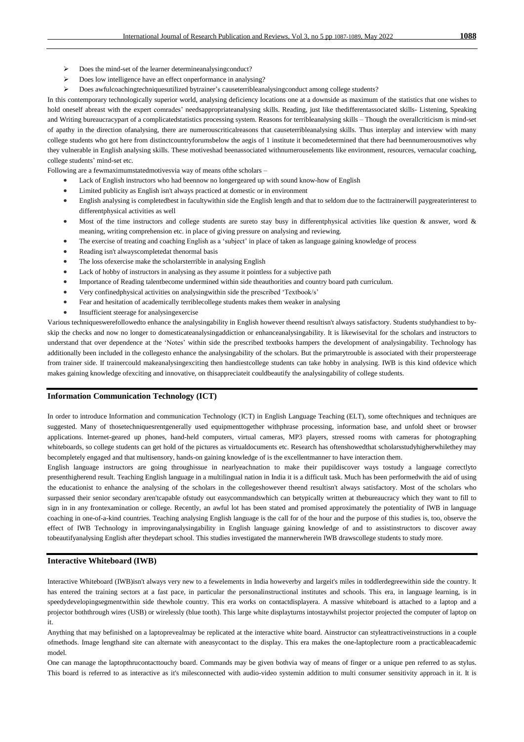- Does the mind-set of the learner determineanalysingconduct?
- Does low intelligence have an effect onperformance in analysing?
- Does awfulcoachingtechniquesutilized bytrainer's causeterribleanalysingconduct among college students?

In this contemporary technologically superior world, analysing deficiency locations one at a downside as maximum of the statistics that one wishes to hold oneself abreast with the expert comrades' needsappropriateanalysing skills. Reading, just like thedifferentassociated skills- Listening, Speaking and Writing bureaucracypart of a complicatedstatistics processing system. Reasons for terribleanalysing skills – Though the overallcriticism is mind-set of apathy in the direction ofanalysing, there are numerouscriticalreasons that causeterribleanalysing skills. Thus interplay and interview with many college students who got here from distinctcountryforumsbelow the aegis of 1 institute it becomedetermined that there had beennumerousmotives why they vulnerable in English analysing skills. These motiveshad beenassociated withnumerouselements like environment, resources, vernacular coaching, college students' mind-set etc.

Following are a fewmaximumstatedmotivesvia way of means ofthe scholars –

- Lack of English instructors who had beennow no longergeared up with sound know-how of English
- Limited publicity as English isn't always practiced at domestic or in environment
- English analysing is completedbest in facultywithin side the English length and that to seldom due to the facttrainerwill paygreaterinterest to differentphysical activities as well
- Most of the time instructors and college students are sureto stay busy in differentphysical activities like question & answer, word & meaning, writing comprehension etc. in place of giving pressure on analysing and reviewing.
- The exercise of treating and coaching English as a 'subject' in place of taken as language gaining knowledge of process
- Reading isn't alwayscompletedat thenormal basis
- The loss ofexercise make the scholarsterrible in analysing English
- Lack of hobby of instructors in analysing as they assume it pointless for a subjective path
- Importance of Reading talentbecome undermined within side theauthorities and country board path curriculum.
- Very confinedphysical activities on analysingwithin side the prescribed 'Textbook/s'
- Fear and hesitation of academically terriblecollege students makes them weaker in analysing
- Insufficient steerage for analysingexercise

Various techniqueswerefollowedto enhance the analysingability in English however theend resultisn't always satisfactory. Students studyhandiest to by-skip the checks and now no longer to domesticateanalysingaddiction or enhanceanalysingability. It is likewisevital for the scholars and instructors to understand that over dependence at the 'Notes' within side the prescribed textbooks hampers the development of analysingability. Technology has additionally been included in the collegesto enhance the analysingability of the scholars. But the primarytrouble is associated with their propersteerage from trainer side. If trainercould makeanalysingexciting then handiestcollege students can take hobby in analysing. IWB is this kind ofdevice which makes gaining knowledge ofexciting and innovative, on thisappreciateit couldbeautify the analysingability of college students.

## Information Communication Technology (ICT)

In order to introduce Information and communication Technology (ICT) in English Language Teaching (ELT), some oftechniques and techniques are suggested. Many of thosetechniquesrentgenerally used equipmenttogether withphrase processing, information base, and unfold sheet or browser applications. Internet-geared up phones, hand-held computers, virtual cameras, MP3 players, stressed rooms with cameras for photographing whiteboards, so college students can get hold of the pictures as virtualdocuments etc. Research has oftenshowedthat scholarsstudyhigherwhilethey may becompletely engaged and that multisensory, hands-on gaining knowledge of is the excellentmanner to have interaction them.

English language instructors are going throughissue in nearlyeachnation to make their pupildiscover ways tostudy a language correctlyto presenthigherend result. Teaching English language in a multilingual nation in India it is a difficult task. Much has been performedwith the aid of using the educationist to enhance the analysing of the scholars in the collegeshowever theend resultisn't always satisfactory. Most of the scholars who surpassed their senior secondary aren'tcapable ofstudy out easycommandswhich can betypically written at thebureaucracy which they want to fill to sign in in any frontexamination or college. Recently, an awful lot has been stated and promised approximately the potentiality of IWB in language coaching in one-of-a-kind countries. Teaching analysing English language is the call for of the hour and the purpose of this studies is, too, observe the effect of IWB Technology in improvinganalysingability in English language gaining knowledge of and to assistinstructors to discover away tobeautifyanalysing English after theydepart school. This studies investigated the mannerwherein IWB drawscollege students to study more.

## Interactive Whiteboard (IWB)

Interactive Whiteboard (IWB)isn't always very new to a fewelements in India howeverby and largeit's miles in toddlerdegreewithin side the country. It has entered the training sectors at a fast pace, in particular the personalinstructional institutes and schools. This era, in language learning, is in speedydevelopingsegmentwithin side thewhole country. This era works on contactdisplayera. A massive whiteboard is attached to a laptop and a projector boththrough wires (USB) or wirelessly (blue tooth). This large white displayturns intostaywhilst projector projected the computer of laptop on it.

Anything that may befinished on a laptoprevealmay be replicated at the interactive white board. Ainstructor can styleattractiveinstructions in a couple ofmethods. Image lengthand site can alternate with aneasycontact to the display. This era makes the one-laptoplecture room a practicableacademic model.

One can manage the laptopthrucontacttouchy board. Commands may be given bothvia way of means of finger or a unique pen referred to as stylus. This board is referred to as interactive as it's milesconnected with audio-video systemin addition to multi consumer sensitivity approach in it. It is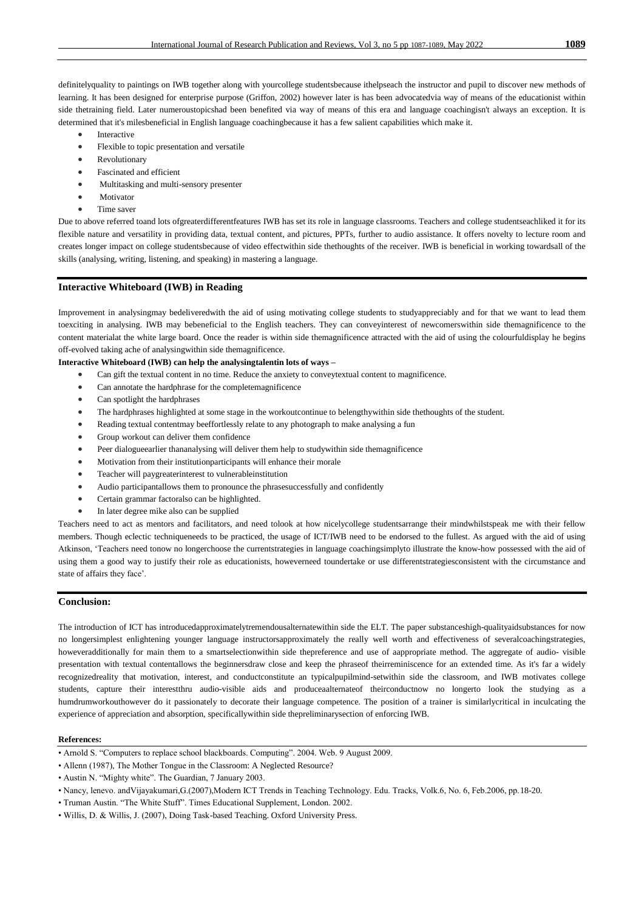definitelyquality to paintings on IWB together along with yourcollege studentsbecause ithelpseach the instructor and pupil to discover new methods of learning. It has been designed for enterprise purpose (Griffon, 2002) however later is has been advocatedvia way of means of the educationist within side thetraining field. Later numeroustopicshad been benefited via way of means of this era and language coachingisn't always an exception. It is determined that it's milesbeneficial in English language coachingbecause it has a few salient capabilities which make it.

- Interactive
- Flexible to topic presentation and versatile
- Revolutionary
- Fascinated and efficient
- Multitasking and multi-sensory presenter
- Motivator
- Time saver

Due to above referred toand lots ofgreaterdifferentfeatures IWB has set its role in language classrooms. Teachers and college studentseachliked it for its flexible nature and versatility in providing data, textual content, and pictures, PPTs, further to audio assistance. It offers novelty to lecture room and creates longer impact on college studentsbecause of video effectwithin side thethoughts of the receiver. IWB is beneficial in working towardsall of the skills (analysing, writing, listening, and speaking) in mastering a language.

## Interactive Whiteboard (IWB) in Reading

Improvement in analysingmay bedeliveredwith the aid of using motivating college students to studyappreciably and for that we want to lead them toexciting in analysing. IWB may bebeneficial to the English teachers. They can conveyinterest of newcomerswithin side themagnificence to the content materialat the white large board. Once the reader is within side themagnificence attracted with the aid of using the colourfuldisplay he begins off-evolved taking ache of analysingwithin side themagnificence.

**Interactive Whiteboard (IWB) can help the analysingtalentin lots of ways –**

- Can gift the textual content in no time. Reduce the anxiety to conveytextual content to magnificence.
- Can annotate the hardphrase for the completemagnificence
- Can spotlight the hardphrases
- The hardphrases highlighted at some stage in the workoutcontinue to belengthywithin side thethoughts of the student.
- Reading textual contentmay beeffortlessly relate to any photograph to make analysing a fun
- Group workout can deliver them confidence
- Peer dialogueearlier thananalysing will deliver them help to studywithin side themagnificence
- Motivation from their institutionparticipants will enhance their morale
- Teacher will paygreaterinterest to vulnerableinstitution
- Audio participantallows them to pronounce the phrasesuccessfully and confidently
- Certain grammar factoralso can be highlighted.
- In later degree mike also can be supplied

Teachers need to act as mentors and facilitators, and need tolook at how nicelycollege studentsarrange their mindwhilstspeak me with their fellow members. Though eclectic techniqueneeds to be practiced, the usage of ICT/IWB need to be endorsed to the fullest. As argued with the aid of using Atkinson, 'Teachers need tonow no longerchoose the currentstrategies in language coachingsimplyto illustrate the know-how possessed with the aid of using them a good way to justify their role as educationists, howeverneed toundertake or use differentstrategiesconsistent with the circumstance and state of affairs they face'.

## Conclusion:

The introduction of ICT has introducedapproximatelytremendousalternatewithin side the ELT. The paper substanceshigh-qualityaidsubstances for now no longersimplest enlightening younger language instructorsapproximately the really well worth and effectiveness of severalcoachingstrategies, howeveradditionally for main them to a smartselectionwithin side thepreference and use of aappropriate method. The aggregate of audio- visible presentation with textual contentallows the beginnersdraw close and keep the phraseof theirreminiscence for an extended time. As it's far a widely recognizedreality that motivation, interest, and conductconstitute an typicalpupilmind-setwithin side the classroom, and IWB motivates college students, capture their interestthru audio-visible aids and produceaalternateof theirconductnow no longerto look the studying as a humdrumworkouthowever do it passionately to decorate their language competence. The position of a trainer is similarlycritical in inculcating the experience of appreciation and absorption, specificallywithin side thepreliminarysection of enforcing IWB.

**References:**

- Arnold S. "Computers to replace school blackboards. Computing". 2004. Web. 9 August 2009.
- Allenn (1987), The Mother Tongue in the Classroom: A Neglected Resource?
- Austin N. "Mighty white". The Guardian, 7 January 2003.
- Nancy, lenevo. andVijayakumari,G.(2007),Modern ICT Trends in Teaching Technology. Edu. Tracks, Volk.6, No. 6, Feb.2006, pp.18-20.
- Truman Austin. "The White Stuff". Times Educational Supplement, London. 2002.
- Willis, D. & Willis, J. (2007), Doing Task-based Teaching. Oxford University Press.